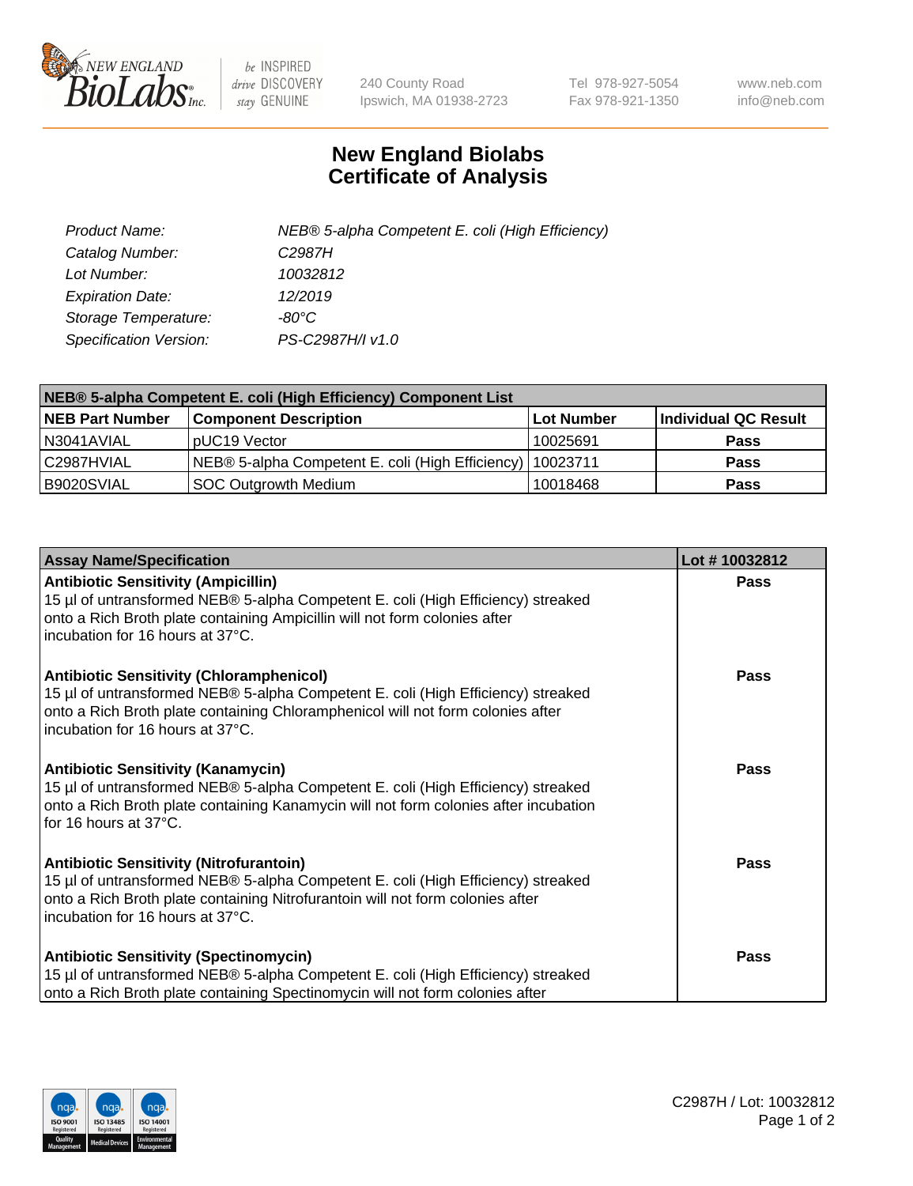240 County Road
Ipswich, MA 01938-2723

Tel 978-927-5054
Fax 978-921-1350

www.neb.com
info@neb.com

# New England Biolabs
# Certificate of Analysis

| | |
|---|---|
| *Product Name:* | *NEB® 5-alpha Competent E. coli (High Efficiency)* |
| *Catalog Number:* | *C2987H* |
| *Lot Number:* | *10032812* |
| *Expiration Date:* | *12/2019* |
| *Storage Temperature:* | *-80°C* |
| *Specification Version:* | *PS-C2987H/I v1.0* |

| NEB® 5-alpha Competent E. coli (High Efficiency) Component List | | | |
|---|---|---|---|
| **NEB Part Number** | **Component Description** | **Lot Number** | **Individual QC Result** |
| N3041AVIAL | pUC19 Vector | 10025691 | **Pass** |
| C2987HVIAL | NEB® 5-alpha Competent E. coli (High Efficiency) | 10023711 | **Pass** |
| B9020SVIAL | SOC Outgrowth Medium | 10018468 | **Pass** |

| Assay Name/Specification | Lot # 10032812 |
|---|---|
| **Antibiotic Sensitivity (Ampicillin)**<br>15 µl of untransformed NEB® 5-alpha Competent E. coli (High Efficiency) streaked onto a Rich Broth plate containing Ampicillin will not form colonies after incubation for 16 hours at 37°C. | **Pass** |
| **Antibiotic Sensitivity (Chloramphenicol)**<br>15 µl of untransformed NEB® 5-alpha Competent E. coli (High Efficiency) streaked onto a Rich Broth plate containing Chloramphenicol will not form colonies after incubation for 16 hours at 37°C. | **Pass** |
| **Antibiotic Sensitivity (Kanamycin)**<br>15 µl of untransformed NEB® 5-alpha Competent E. coli (High Efficiency) streaked onto a Rich Broth plate containing Kanamycin will not form colonies after incubation for 16 hours at 37°C. | **Pass** |
| **Antibiotic Sensitivity (Nitrofurantoin)**<br>15 µl of untransformed NEB® 5-alpha Competent E. coli (High Efficiency) streaked onto a Rich Broth plate containing Nitrofurantoin will not form colonies after incubation for 16 hours at 37°C. | **Pass** |
| **Antibiotic Sensitivity (Spectinomycin)**<br>15 µl of untransformed NEB® 5-alpha Competent E. coli (High Efficiency) streaked onto a Rich Broth plate containing Spectinomycin will not form colonies after | **Pass** |

C2987H / Lot: 10032812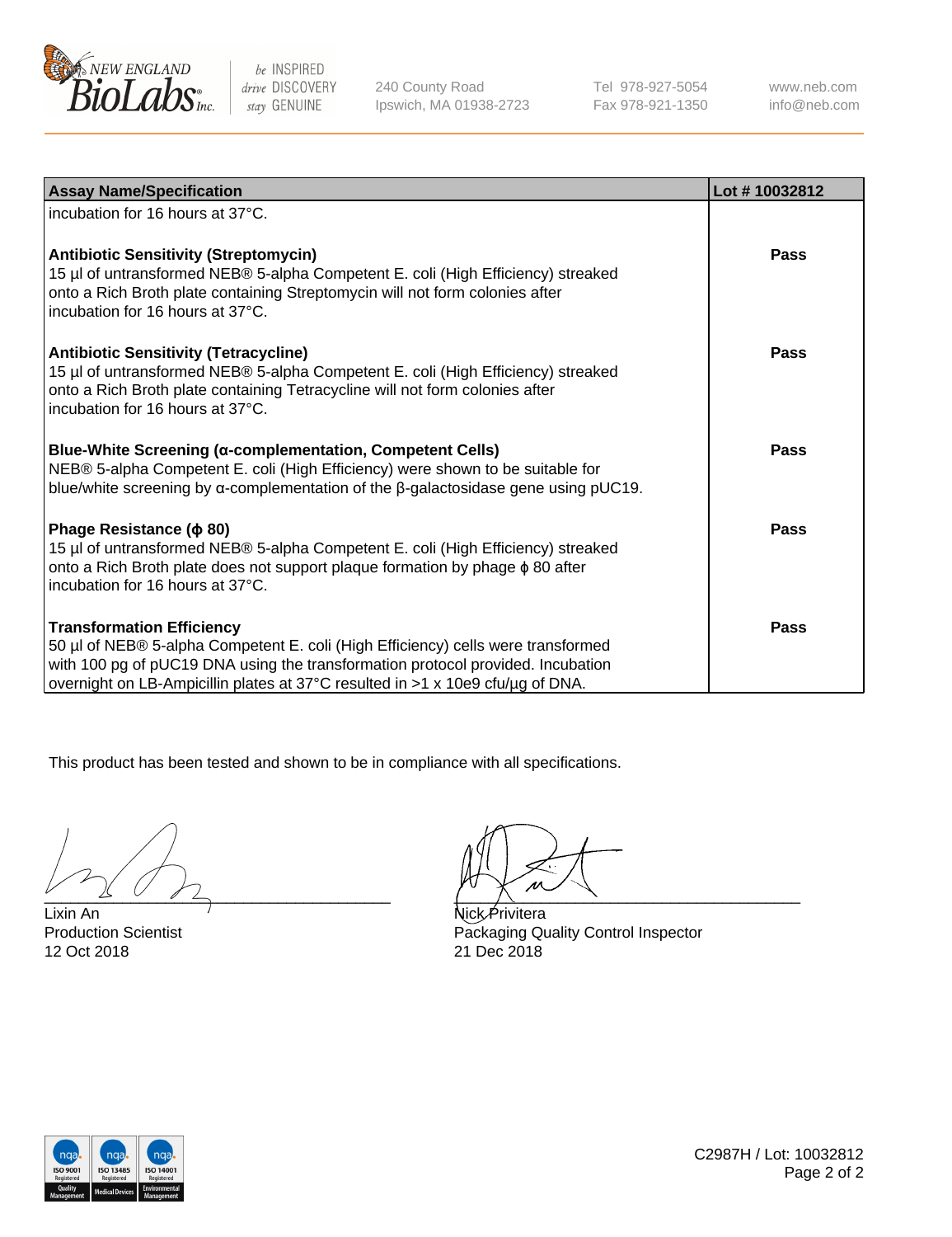| Assay Name/Specification | Lot # 10032812 |
| --- | --- |
| incubation for 16 hours at 37°C. | |
| **Antibiotic Sensitivity (Streptomycin)**<br>15 µl of untransformed NEB® 5-alpha Competent E. coli (High Efficiency) streaked onto a Rich Broth plate containing Streptomycin will not form colonies after incubation for 16 hours at 37°C. | **Pass** |
| **Antibiotic Sensitivity (Tetracycline)**<br>15 µl of untransformed NEB® 5-alpha Competent E. coli (High Efficiency) streaked onto a Rich Broth plate containing Tetracycline will not form colonies after incubation for 16 hours at 37°C. | **Pass** |
| **Blue-White Screening (α-complementation, Competent Cells)**<br>NEB® 5-alpha Competent E. coli (High Efficiency) were shown to be suitable for blue/white screening by α-complementation of the β-galactosidase gene using pUC19. | **Pass** |
| **Phage Resistance (ϕ 80)**<br>15 µl of untransformed NEB® 5-alpha Competent E. coli (High Efficiency) streaked onto a Rich Broth plate does not support plaque formation by phage ϕ 80 after incubation for 16 hours at 37°C. | **Pass** |
| **Transformation Efficiency**<br>50 µl of NEB® 5-alpha Competent E. coli (High Efficiency) cells were transformed with 100 pg of pUC19 DNA using the transformation protocol provided. Incubation overnight on LB-Ampicillin plates at 37°C resulted in >1 x 10e9 cfu/µg of DNA. | **Pass** |

This product has been tested and shown to be in compliance with all specifications.

Lixin An
Production Scientist
12 Oct 2018

Nick Privitera
Packaging Quality Control Inspector
21 Dec 2018

C2987H / Lot: 10032812